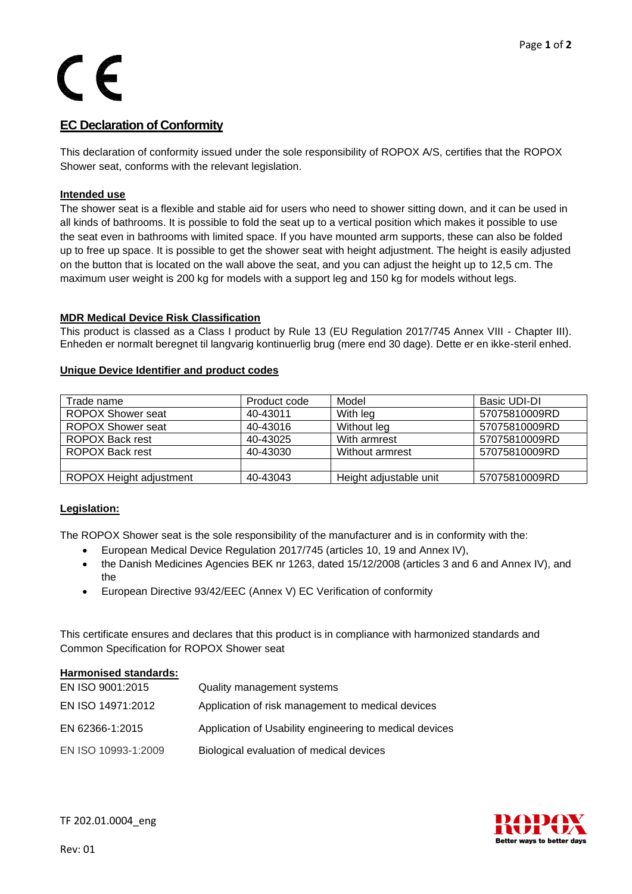CE

## EC Declaration of Conformity

This declaration of conformity issued under the sole responsibility of ROPOX A/S, certifies that the ROPOX Shower seat, conforms with the relevant legislation.

**Intended use**

The shower seat is a flexible and stable aid for users who need to shower sitting down, and it can be used in all kinds of bathrooms. It is possible to fold the seat up to a vertical position which makes it possible to use the seat even in bathrooms with limited space. If you have mounted arm supports, these can also be folded up to free up space. It is possible to get the shower seat with height adjustment. The height is easily adjusted on the button that is located on the wall above the seat, and you can adjust the height up to 12,5 cm. The maximum user weight is 200 kg for models with a support leg and 150 kg for models without legs.

**MDR Medical Device Risk Classification**

This product is classed as a Class I product by Rule 13 (EU Regulation 2017/745 Annex VIII - Chapter III). Enheden er normalt beregnet til langvarig kontinuerlig brug (mere end 30 dage). Dette er en ikke-steril enhed.

**Unique Device Identifier and product codes**

| Trade name | Product code | Model | Basic UDI-DI |
|---|---|---|---|
| ROPOX Shower seat | 40-43011 | With leg | 57075810009RD |
| ROPOX Shower seat | 40-43016 | Without leg | 57075810009RD |
| ROPOX Back rest | 40-43025 | With armrest | 57075810009RD |
| ROPOX Back rest | 40-43030 | Without armrest | 57075810009RD |
| | | | |
| ROPOX Height adjustment | 40-43043 | Height adjustable unit | 57075810009RD |

**Legislation:**

The ROPOX Shower seat is the sole responsibility of the manufacturer and is in conformity with the:

- European Medical Device Regulation 2017/745 (articles 10, 19 and Annex IV),
- the Danish Medicines Agencies BEK nr 1263, dated 15/12/2008 (articles 3 and 6 and Annex IV), and the
- European Directive 93/42/EEC (Annex V) EC Verification of conformity

This certificate ensures and declares that this product is in compliance with harmonized standards and Common Specification for ROPOX Shower seat

**Harmonised standards:**

| | |
|---|---|
| EN ISO 9001:2015 | Quality management systems |
| EN ISO 14971:2012 | Application of risk management to medical devices |
| EN 62366-1:2015 | Application of Usability engineering to medical devices |
| EN ISO 10993-1:2009 | Biological evaluation of medical devices |

TF 202.01.0004_eng

Rev: 01

ROPOX
Better ways to better days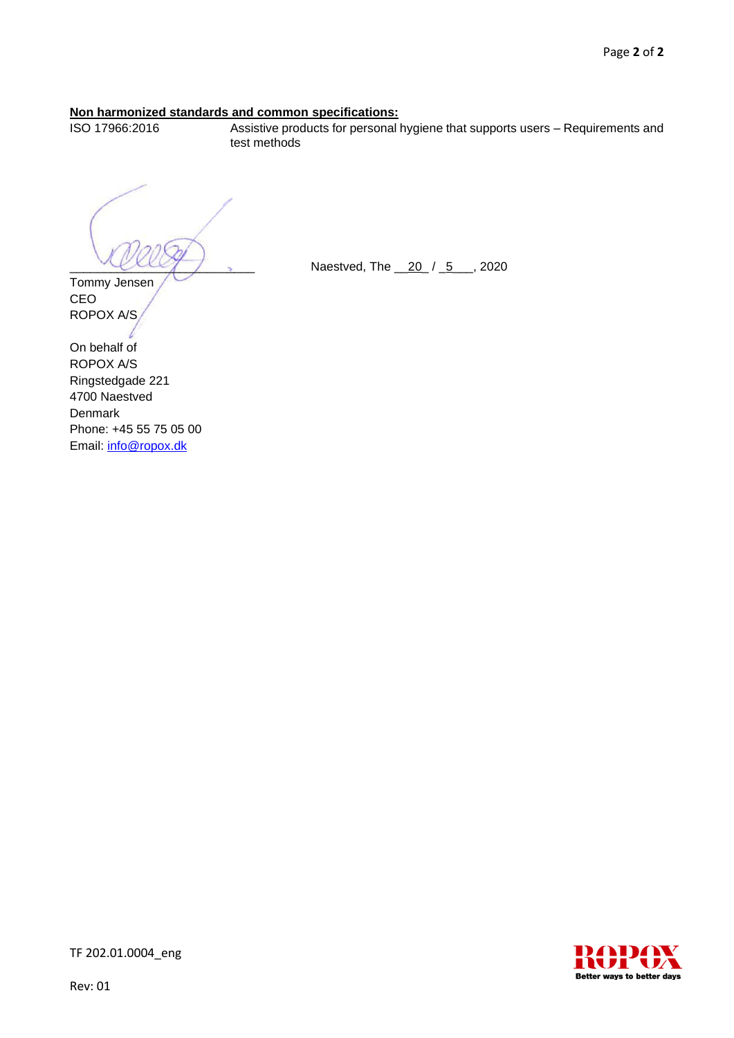**Non harmonized standards and common specifications:**

| | |
|---|---|
| ISO 17966:2016 | Assistive products for personal hygiene that supports users – Requirements and test methods |

_______________________ Naestved, The __20_ / _5___, 2020

Tommy Jensen
CEO
ROPOX A/S

On behalf of
ROPOX A/S
Ringstedgade 221
4700 Naestved
Denmark
Phone: +45 55 75 05 00
Email: info@ropox.dk

TF 202.01.0004_eng

Rev: 01

ROPOX
Better ways to better days